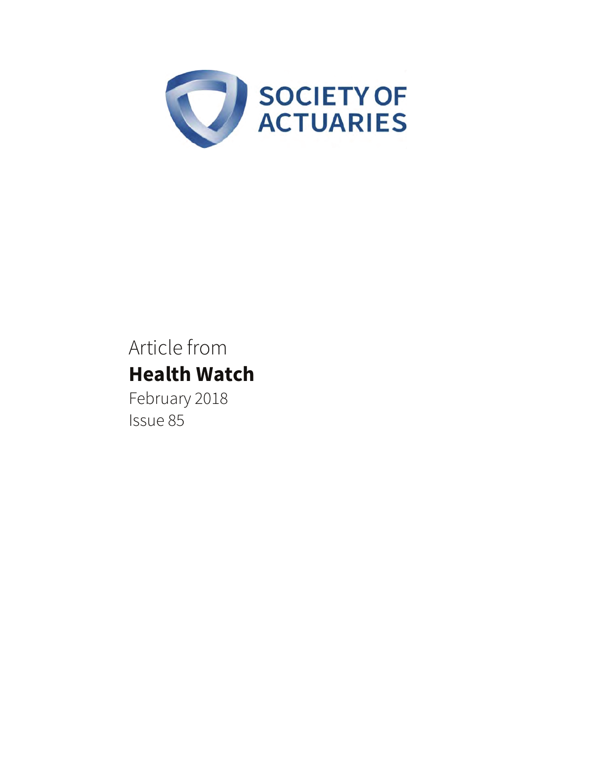SOCIETY OF ACTUARIES

Article from

**Health Watch**

February 2018

Issue 85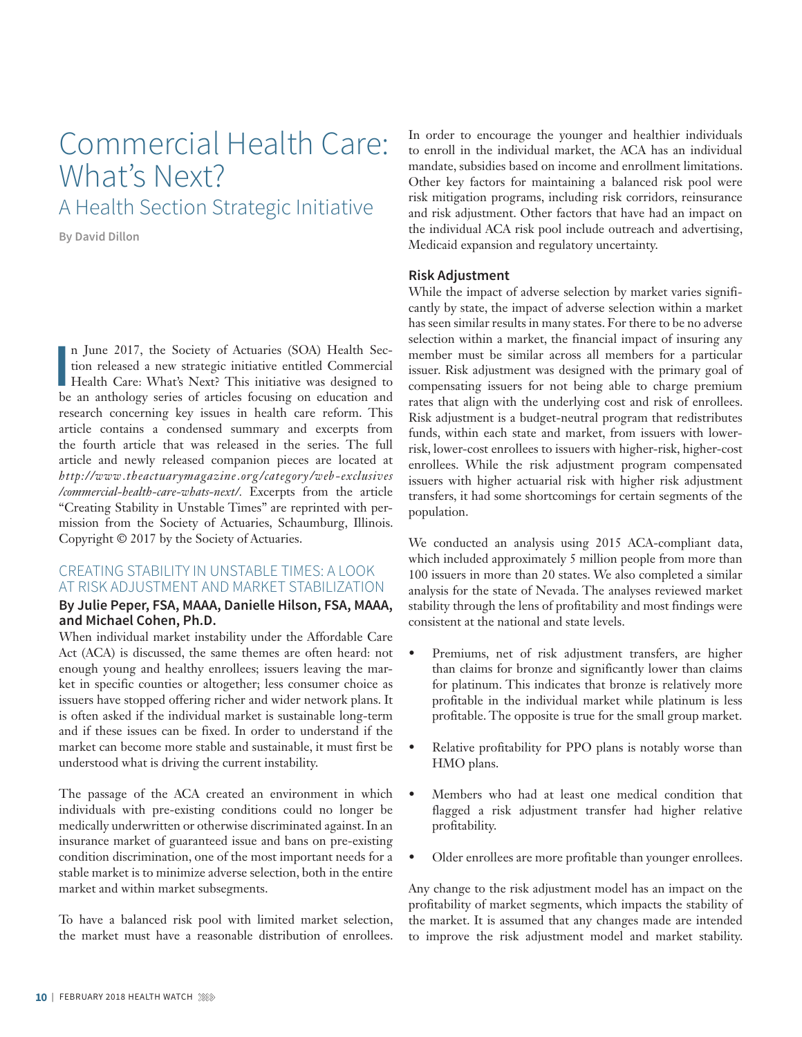# Commercial Health Care: What's Next?

## A Health Section Strategic Initiative

**By David Dillon**

In June 2017, the Society of Actuaries (SOA) Health Section released a new strategic initiative entitled Commercial Health Care: What's Next? This initiative was designed to be an anthology series of articles focusing on education and research concerning key issues in health care reform. This article contains a condensed summary and excerpts from the fourth article that was released in the series. The full article and newly released companion pieces are located at *http://www.theactuarymagazine.org/category/web-exclusives/commercial-health-care-whats-next/*. Excerpts from the article "Creating Stability in Unstable Times" are reprinted with permission from the Society of Actuaries, Schaumburg, Illinois. Copyright © 2017 by the Society of Actuaries.

### CREATING STABILITY IN UNSTABLE TIMES: A LOOK AT RISK ADJUSTMENT AND MARKET STABILIZATION

**By Julie Peper, FSA, MAAA, Danielle Hilson, FSA, MAAA, and Michael Cohen, Ph.D.**

When individual market instability under the Affordable Care Act (ACA) is discussed, the same themes are often heard: not enough young and healthy enrollees; issuers leaving the market in specific counties or altogether; less consumer choice as issuers have stopped offering richer and wider network plans. It is often asked if the individual market is sustainable long-term and if these issues can be fixed. In order to understand if the market can become more stable and sustainable, it must first be understood what is driving the current instability.

The passage of the ACA created an environment in which individuals with pre-existing conditions could no longer be medically underwritten or otherwise discriminated against. In an insurance market of guaranteed issue and bans on pre-existing condition discrimination, one of the most important needs for a stable market is to minimize adverse selection, both in the entire market and within market subsegments.

To have a balanced risk pool with limited market selection, the market must have a reasonable distribution of enrollees. In order to encourage the younger and healthier individuals to enroll in the individual market, the ACA has an individual mandate, subsidies based on income and enrollment limitations. Other key factors for maintaining a balanced risk pool were risk mitigation programs, including risk corridors, reinsurance and risk adjustment. Other factors that have had an impact on the individual ACA risk pool include outreach and advertising, Medicaid expansion and regulatory uncertainty.

#### Risk Adjustment

While the impact of adverse selection by market varies significantly by state, the impact of adverse selection within a market has seen similar results in many states. For there to be no adverse selection within a market, the financial impact of insuring any member must be similar across all members for a particular issuer. Risk adjustment was designed with the primary goal of compensating issuers for not being able to charge premium rates that align with the underlying cost and risk of enrollees. Risk adjustment is a budget-neutral program that redistributes funds, within each state and market, from issuers with lower-risk, lower-cost enrollees to issuers with higher-risk, higher-cost enrollees. While the risk adjustment program compensated issuers with higher actuarial risk with higher risk adjustment transfers, it had some shortcomings for certain segments of the population.

We conducted an analysis using 2015 ACA-compliant data, which included approximately 5 million people from more than 100 issuers in more than 20 states. We also completed a similar analysis for the state of Nevada. The analyses reviewed market stability through the lens of profitability and most findings were consistent at the national and state levels.

- Premiums, net of risk adjustment transfers, are higher than claims for bronze and significantly lower than claims for platinum. This indicates that bronze is relatively more profitable in the individual market while platinum is less profitable. The opposite is true for the small group market.
- Relative profitability for PPO plans is notably worse than HMO plans.
- Members who had at least one medical condition that flagged a risk adjustment transfer had higher relative profitability.
- Older enrollees are more profitable than younger enrollees.

Any change to the risk adjustment model has an impact on the profitability of market segments, which impacts the stability of the market. It is assumed that any changes made are intended to improve the risk adjustment model and market stability.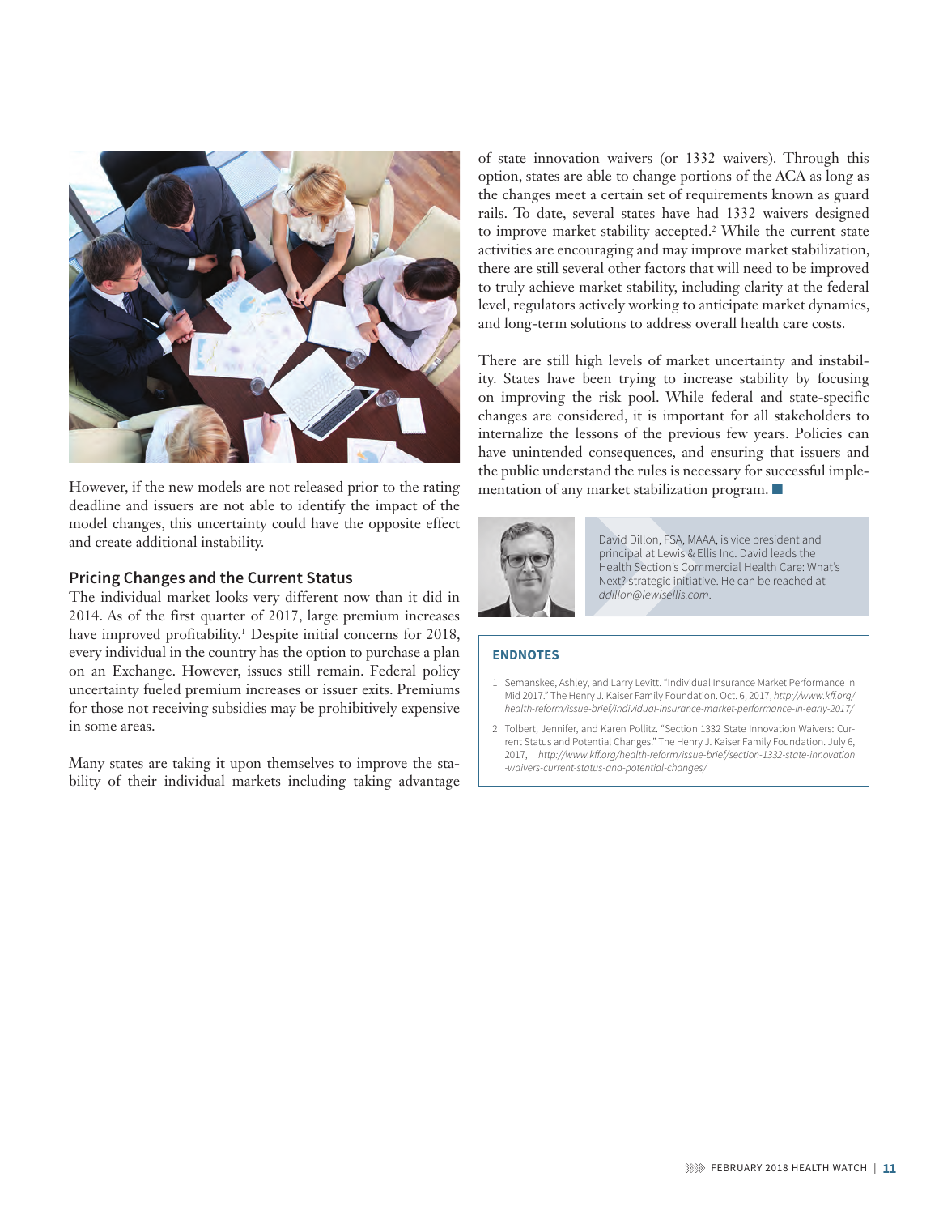However, if the new models are not released prior to the rating deadline and issuers are not able to identify the impact of the model changes, this uncertainty could have the opposite effect and create additional instability.

### Pricing Changes and the Current Status

The individual market looks very different now than it did in 2014. As of the first quarter of 2017, large premium increases have improved profitability.[1] Despite initial concerns for 2018, every individual in the country has the option to purchase a plan on an Exchange. However, issues still remain. Federal policy uncertainty fueled premium increases or issuer exits. Premiums for those not receiving subsidies may be prohibitively expensive in some areas.

Many states are taking it upon themselves to improve the stability of their individual markets including taking advantage of state innovation waivers (or 1332 waivers). Through this option, states are able to change portions of the ACA as long as the changes meet a certain set of requirements known as guard rails. To date, several states have had 1332 waivers designed to improve market stability accepted.[2] While the current state activities are encouraging and may improve market stabilization, there are still several other factors that will need to be improved to truly achieve market stability, including clarity at the federal level, regulators actively working to anticipate market dynamics, and long-term solutions to address overall health care costs.

There are still high levels of market uncertainty and instability. States have been trying to increase stability by focusing on improving the risk pool. While federal and state-specific changes are considered, it is important for all stakeholders to internalize the lessons of the previous few years. Policies can have unintended consequences, and ensuring that issuers and the public understand the rules is necessary for successful implementation of any market stabilization program. ■

David Dillon, FSA, MAAA, is vice president and principal at Lewis & Ellis Inc. David leads the Health Section's Commercial Health Care: What's Next? strategic initiative. He can be reached at *ddillon@lewisellis.com*.

#### ENDNOTES

1. Semanskee, Ashley, and Larry Levitt. "Individual Insurance Market Performance in Mid 2017." The Henry J. Kaiser Family Foundation. Oct. 6, 2017, *http://www.kff.org/health-reform/issue-brief/individual-insurance-market-performance-in-early-2017/*
2. Tolbert, Jennifer, and Karen Pollitz. "Section 1332 State Innovation Waivers: Current Status and Potential Changes." The Henry J. Kaiser Family Foundation. July 6, 2017, *http://www.kff.org/health-reform/issue-brief/section-1332-state-innovation-waivers-current-status-and-potential-changes/*